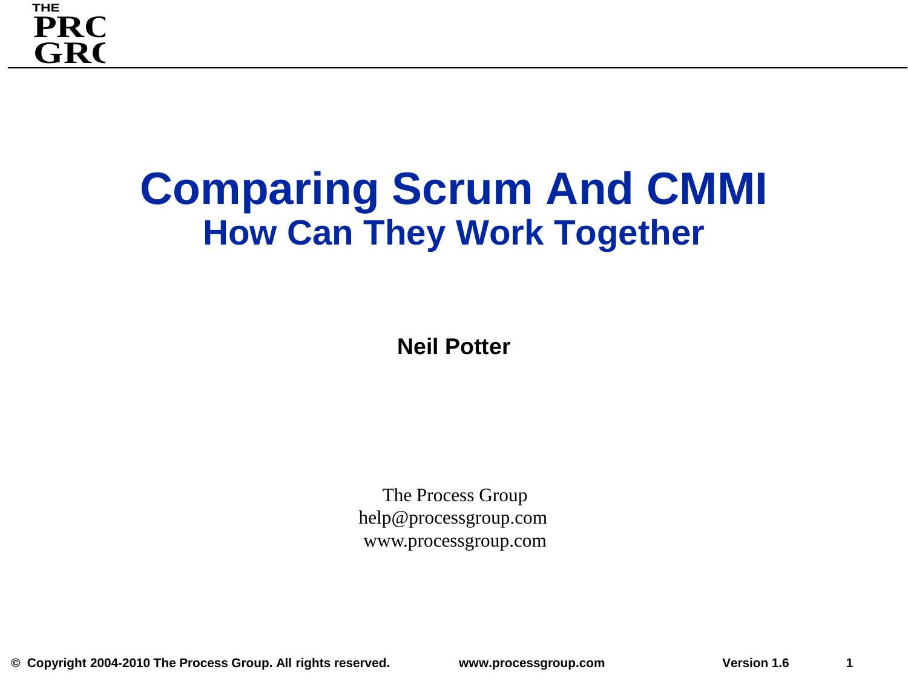# Comparing Scrum And CMMI

## How Can They Work Together

**Neil Potter**

The Process Group
help@processgroup.com
www.processgroup.com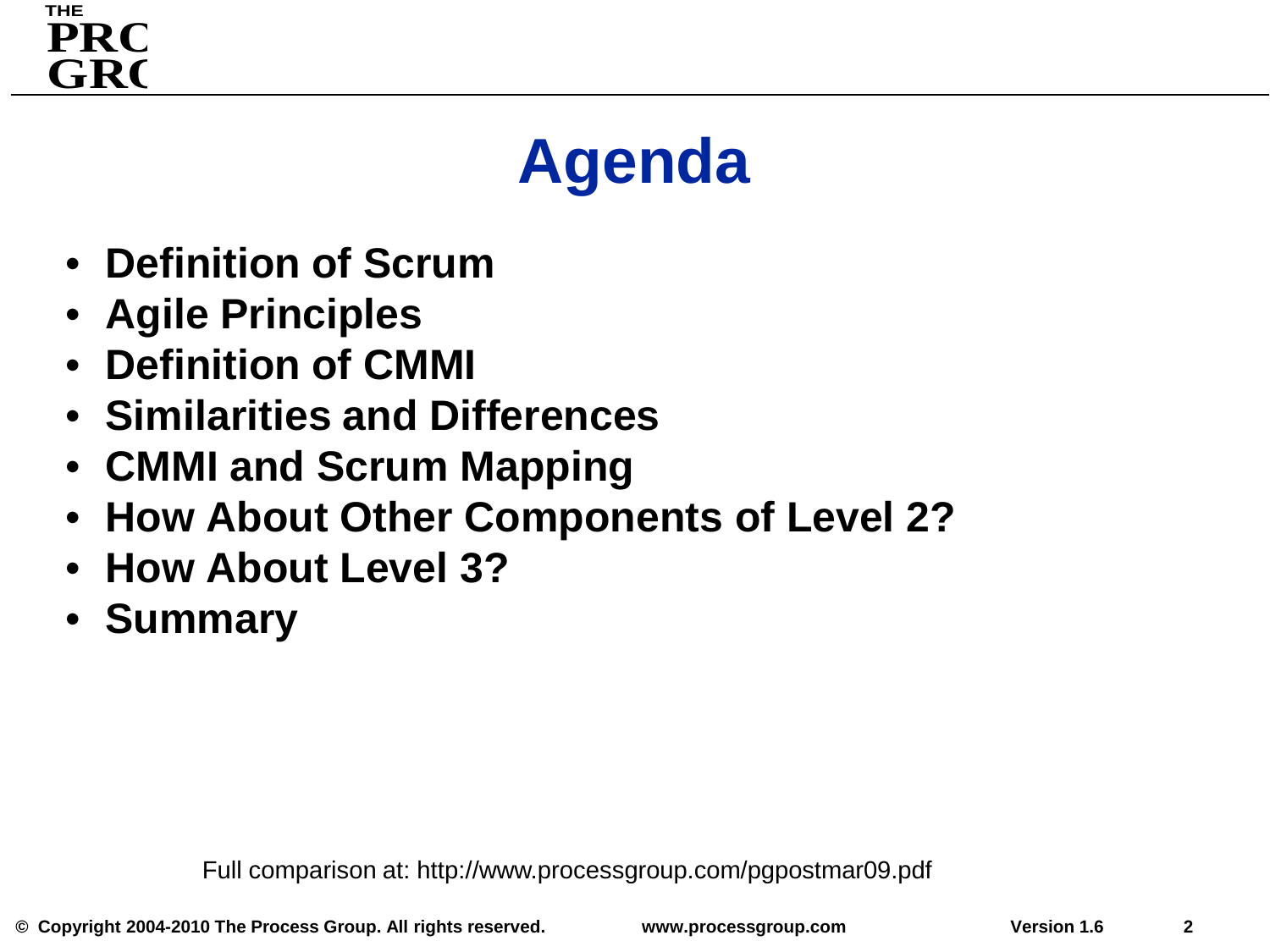# Agenda

- **Definition of Scrum**
- **Agile Principles**
- **Definition of CMMI**
- **Similarities and Differences**
- **CMMI and Scrum Mapping**
- **How About Other Components of Level 2?**
- **How About Level 3?**
- **Summary**

Full comparison at: http://www.processgroup.com/pgpostmar09.pdf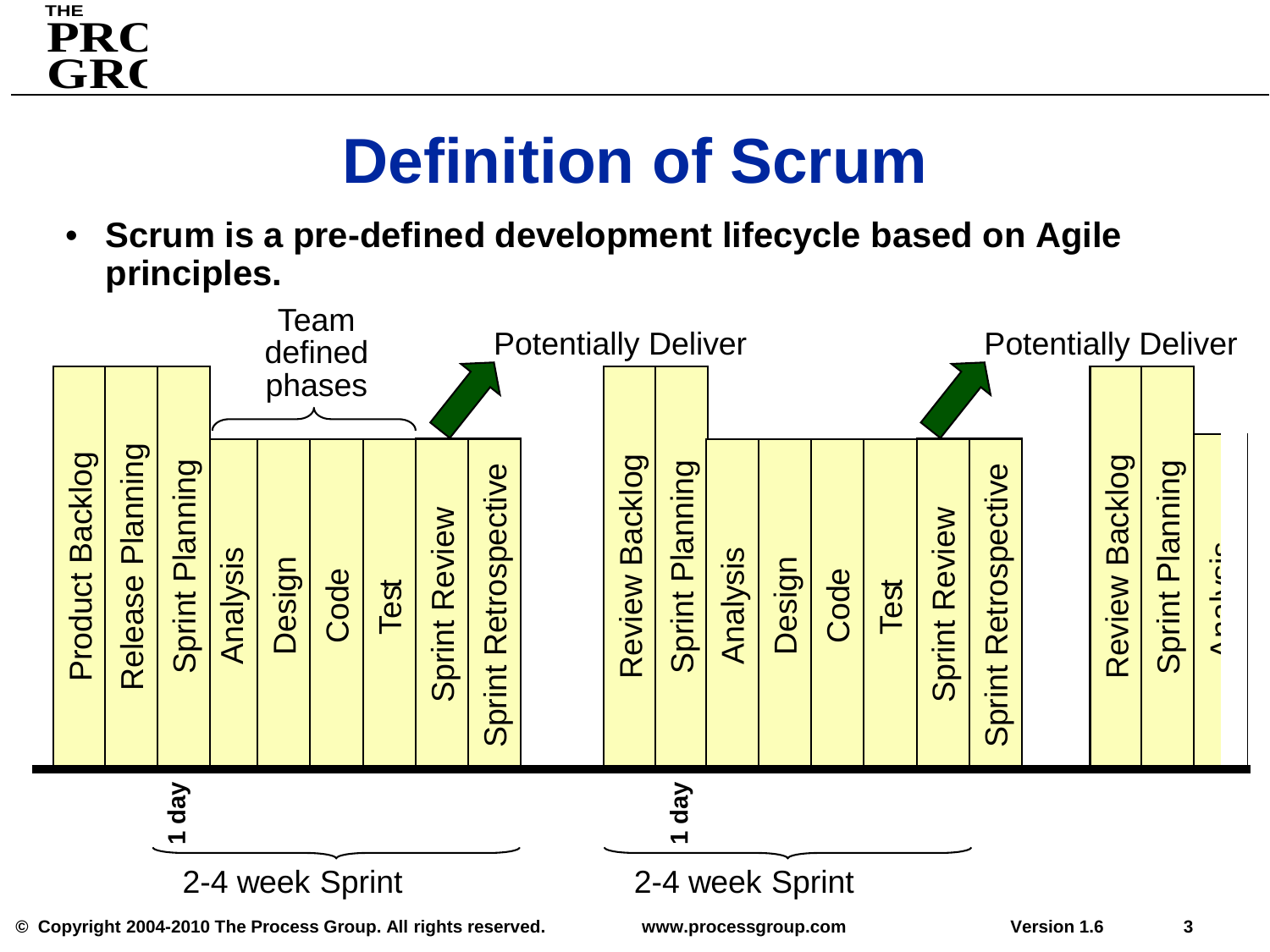# Definition of Scrum

- **Scrum is a pre-defined development lifecycle based on Agile principles.**

Team defined phases

Potentially Deliver

Potentially Deliver

Product Backlog | Release Planning | Sprint Planning | Analysis | Design | Code | Test | Sprint Review | Sprint Retrospective

Review Backlog | Sprint Planning | Analysis | Design | Code | Test | Sprint Review | Sprint Retrospective

Review Backlog | Sprint Planning | Analysis

1 day

1 day

2-4 week Sprint

2-4 week Sprint

© Copyright 2004-2010 The Process Group. All rights reserved. www.processgroup.com Version 1.6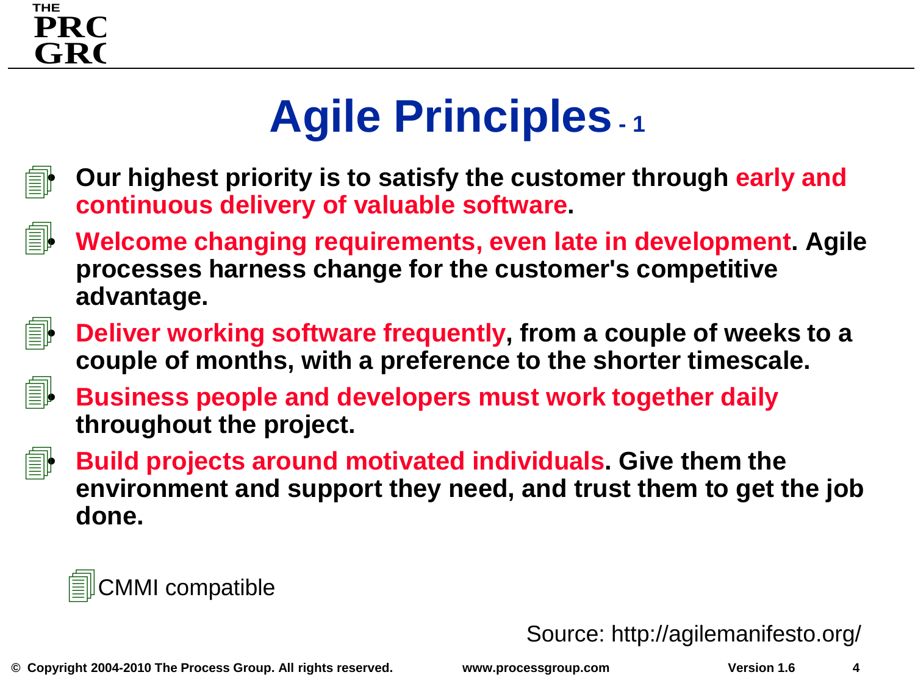# Agile Principles - 1

- Our highest priority is to satisfy the customer through **early and continuous delivery of valuable software**.
- **Welcome changing requirements, even late in development**. Agile processes harness change for the customer's competitive advantage.
- **Deliver working software frequently**, from a couple of weeks to a couple of months, with a preference to the shorter timescale.
- **Business people and developers must work together daily** throughout the project.
- **Build projects around motivated individuals**. Give them the environment and support they need, and trust them to get the job done.

CMMI compatible

Source: http://agilemanifesto.org/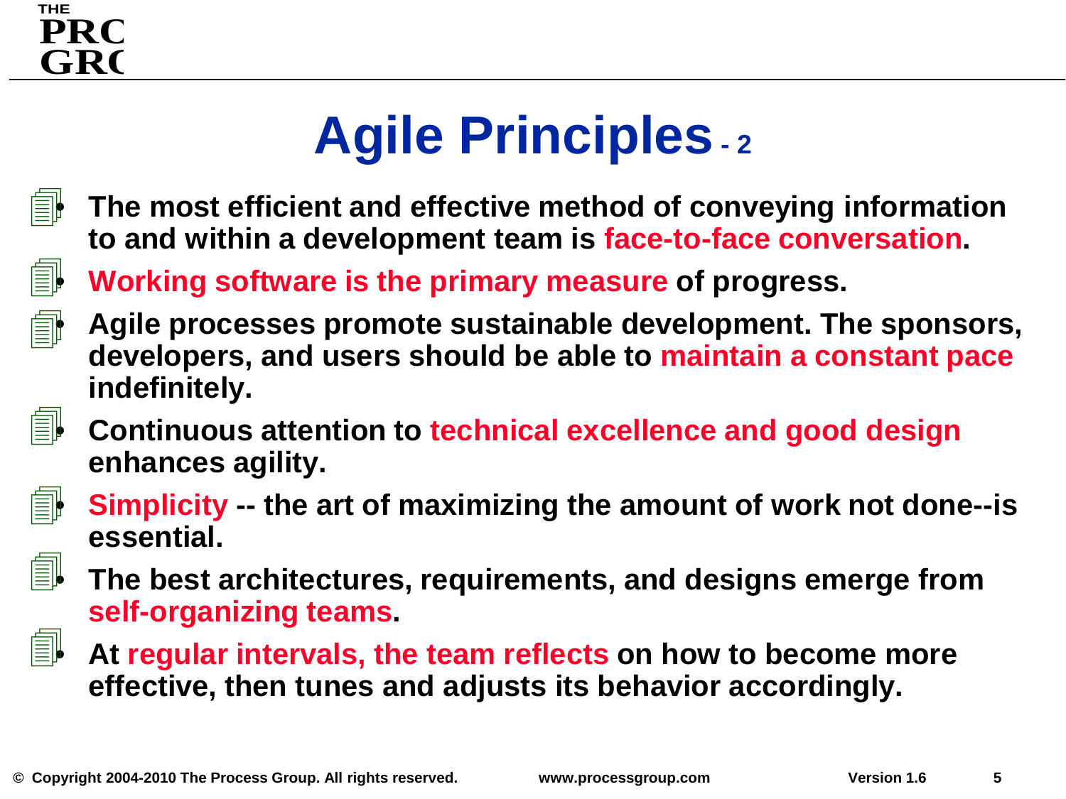# Agile Principles - 2

- The most efficient and effective method of conveying information to and within a development team is face-to-face conversation.
- Working software is the primary measure of progress.
- Agile processes promote sustainable development. The sponsors, developers, and users should be able to maintain a constant pace indefinitely.
- Continuous attention to technical excellence and good design enhances agility.
- Simplicity -- the art of maximizing the amount of work not done--is essential.
- The best architectures, requirements, and designs emerge from self-organizing teams.
- At regular intervals, the team reflects on how to become more effective, then tunes and adjusts its behavior accordingly.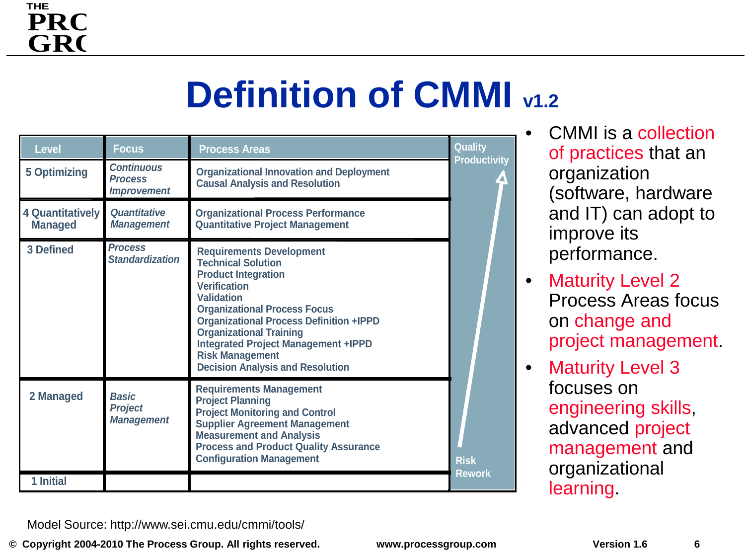# Definition of CMMI v1.2

| Level | Focus | Process Areas | Quality Productivity |
|---|---|---|---|
| 5 Optimizing | *Continuous Process Improvement* | Organizational Innovation and Deployment<br>Causal Analysis and Resolution | |
| 4 Quantitatively Managed | *Quantitative Management* | Organizational Process Performance<br>Quantitative Project Management | |
| 3 Defined | *Process Standardization* | Requirements Development<br>Technical Solution<br>Product Integration<br>Verification<br>Validation<br>Organizational Process Focus<br>Organizational Process Definition +IPPD<br>Organizational Training<br>Integrated Project Management +IPPD<br>Risk Management<br>Decision Analysis and Resolution | |
| 2 Managed | *Basic Project Management* | Requirements Management<br>Project Planning<br>Project Monitoring and Control<br>Supplier Agreement Management<br>Measurement and Analysis<br>Process and Product Quality Assurance<br>Configuration Management | |
| 1 Initial | | | Risk Rework |

- CMMI is a collection of practices that an organization (software, hardware and IT) can adopt to improve its performance.
- Maturity Level 2 Process Areas focus on change and project management.
- Maturity Level 3 focuses on engineering skills, advanced project management and organizational learning.

Model Source: http://www.sei.cmu.edu/cmmi/tools/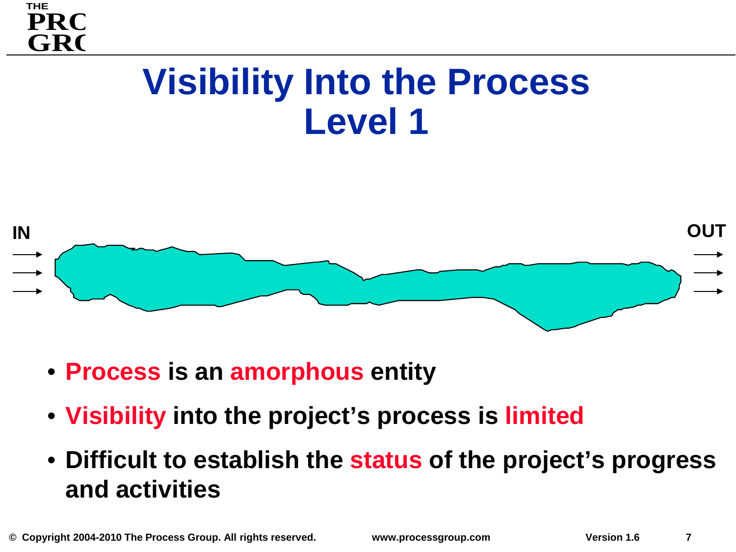# Visibility Into the Process Level 1

IN

OUT

- **Process is an amorphous entity**
- **Visibility into the project's process is limited**
- **Difficult to establish the status of the project's progress and activities**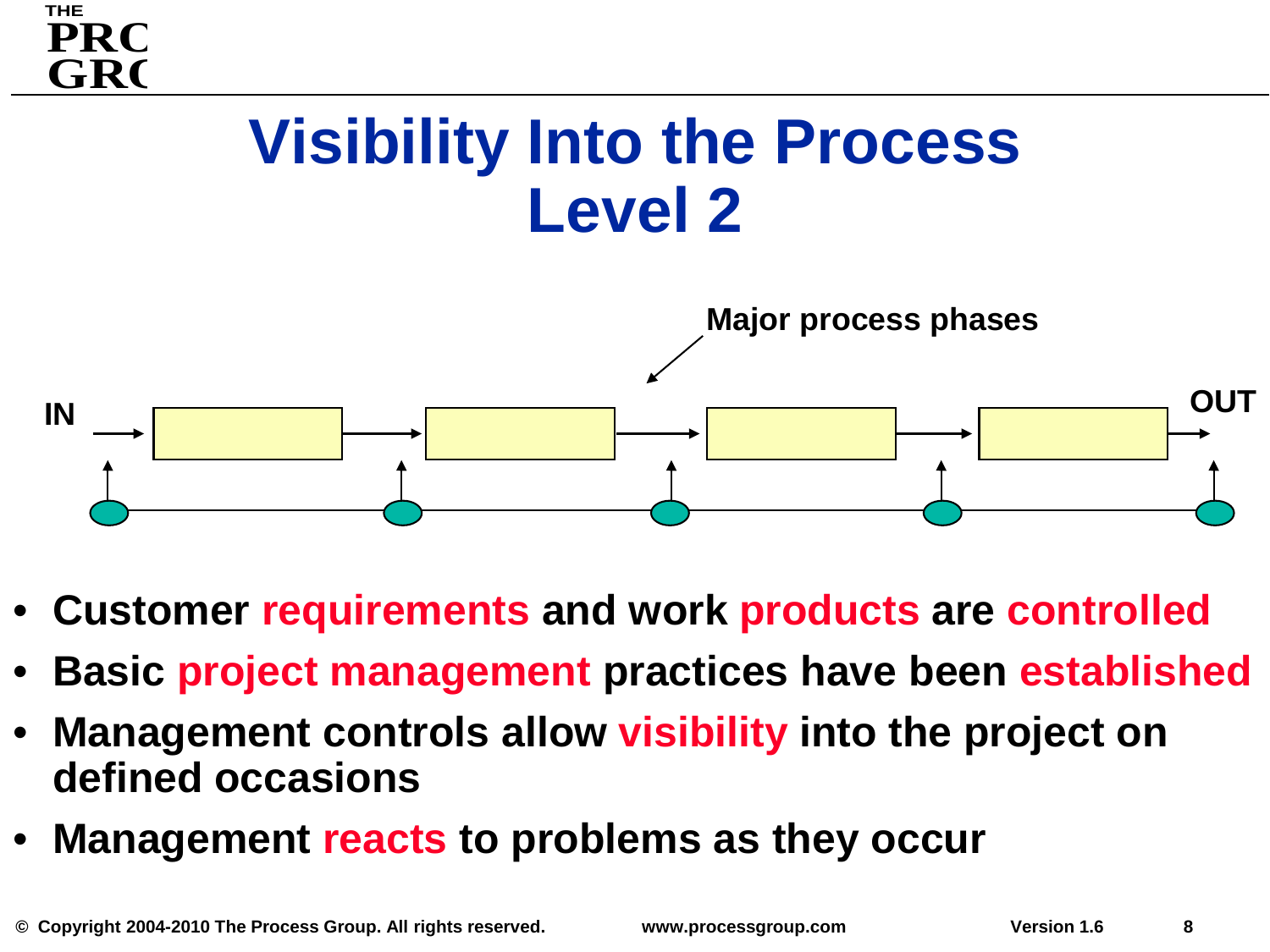# Visibility Into the Process Level 2

Major process phases

IN

OUT

- **Customer requirements and work products are controlled**
- **Basic project management practices have been established**
- **Management controls allow visibility into the project on defined occasions**
- **Management reacts to problems as they occur**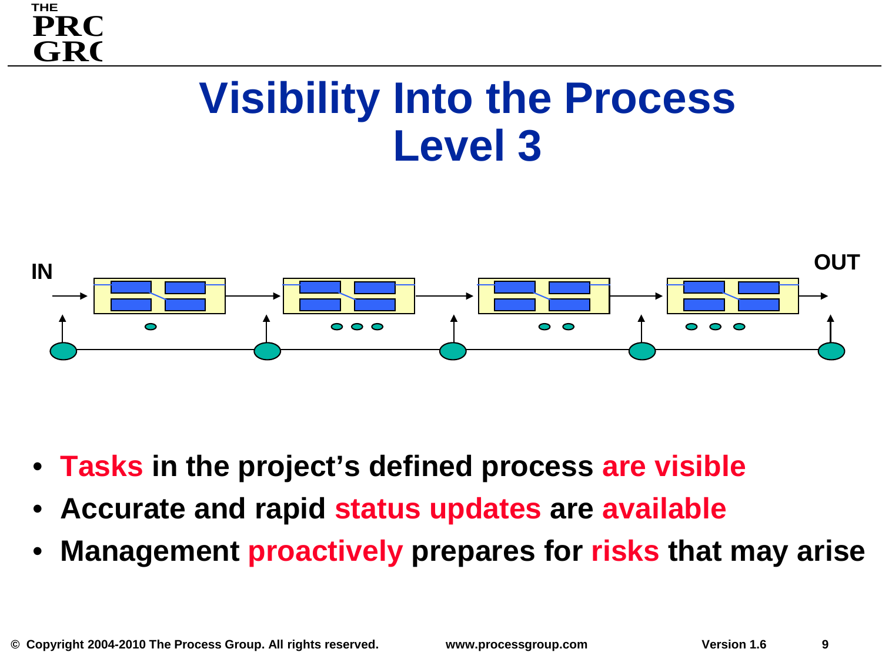# Visibility Into the Process
## Level 3

IN

OUT

- **Tasks in the project's defined process are visible**
- **Accurate and rapid status updates are available**
- **Management proactively prepares for risks that may arise**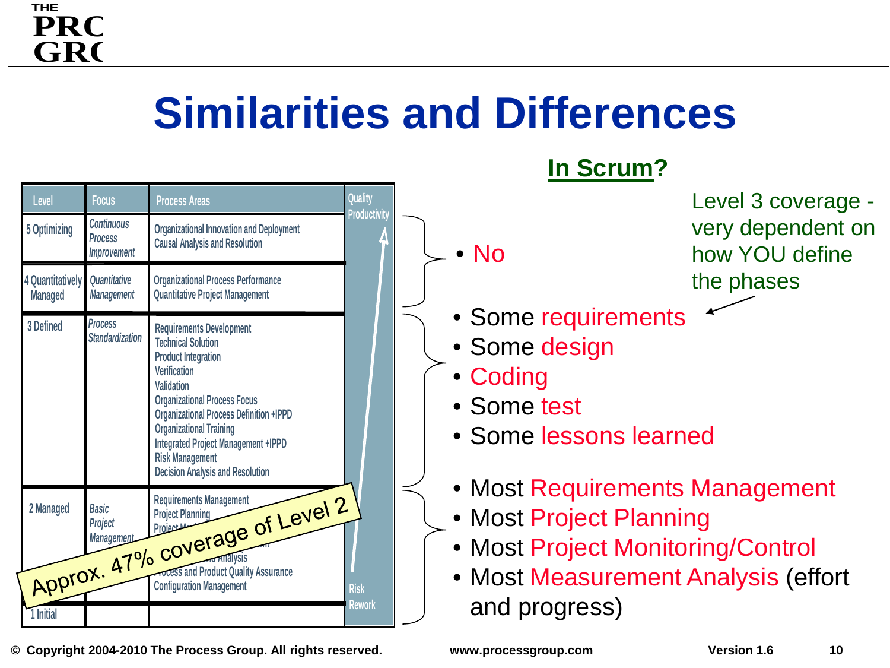# Similarities and Differences

| Level | Focus | Process Areas | Quality Productivity |
|---|---|---|---|
| 5 Optimizing | Continuous Process Improvement | Organizational Innovation and Deployment<br>Causal Analysis and Resolution | |
| 4 Quantitatively Managed | Quantitative Management | Organizational Process Performance<br>Quantitative Project Management | |
| 3 Defined | Process Standardization | Requirements Development<br>Technical Solution<br>Product Integration<br>Verification<br>Validation<br>Organizational Process Focus<br>Organizational Process Definition +IPPD<br>Organizational Training<br>Integrated Project Management +IPPD<br>Risk Management<br>Decision Analysis and Resolution | |
| 2 Managed | Basic Project Management | Requirements Management<br>Project Planning<br>Project M...<br>...<br>...Analysis<br>Process and Product Quality Assurance<br>Configuration Management | Risk Rework |
| 1 Initial | | | |

Approx. 47% coverage of Level 2

## In Scrum?

- No

Level 3 coverage - very dependent on how YOU define the phases

- Some requirements
- Some design
- Coding
- Some test
- Some lessons learned

- Most Requirements Management
- Most Project Planning
- Most Project Monitoring/Control
- Most Measurement Analysis (effort and progress)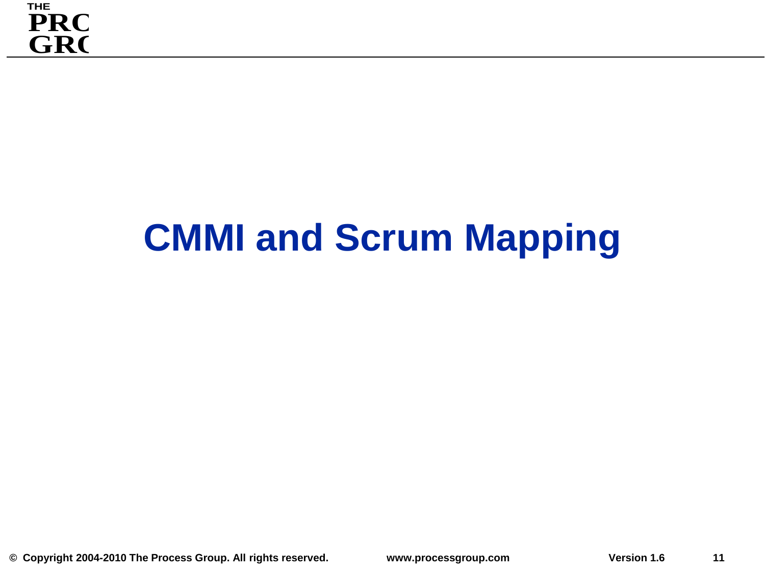# CMMI and Scrum Mapping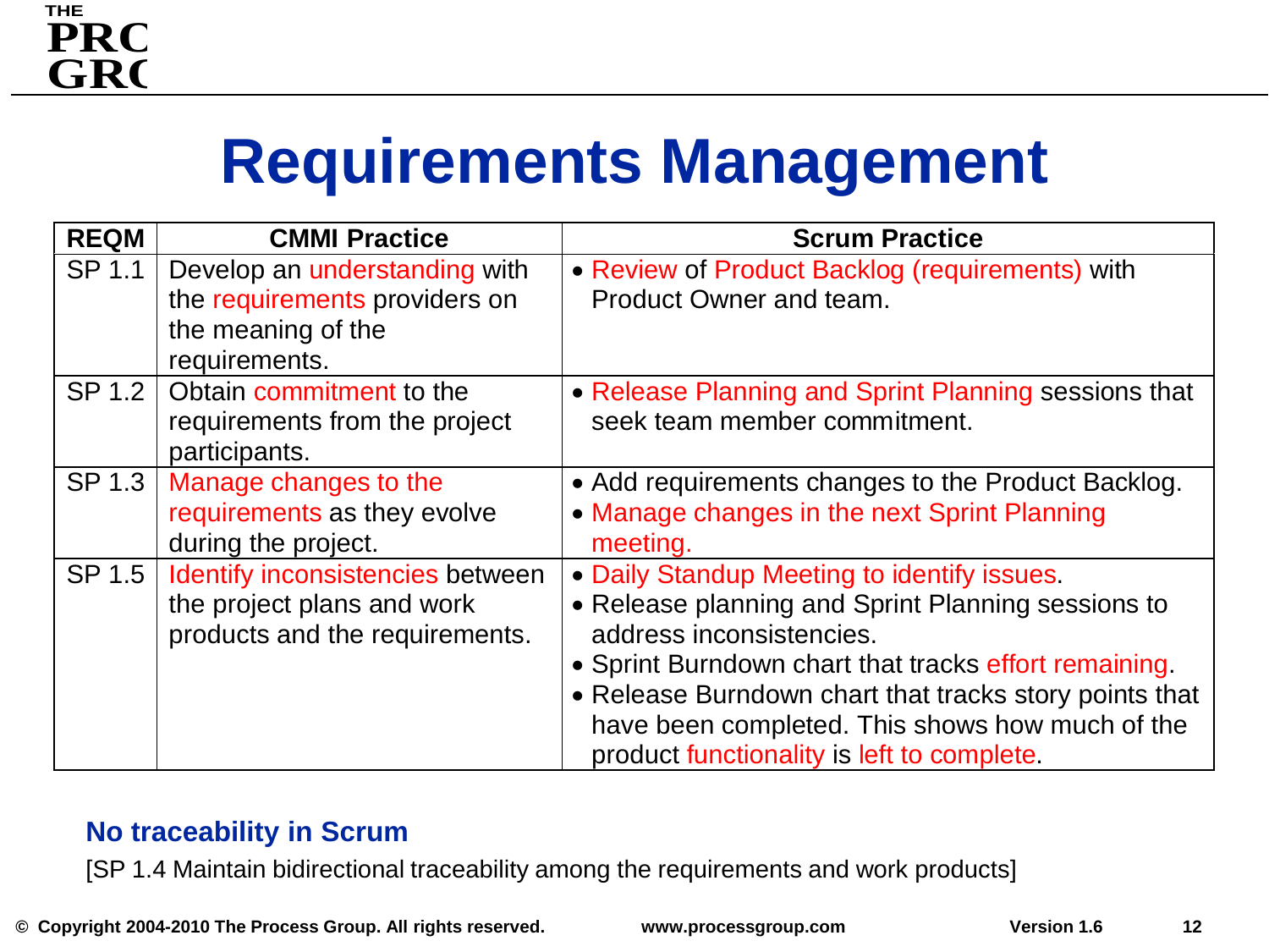# Requirements Management

| REQM | CMMI Practice | Scrum Practice |
|---|---|---|
| SP 1.1 | Develop an understanding with the requirements providers on the meaning of the requirements. | • Review of Product Backlog (requirements) with Product Owner and team. |
| SP 1.2 | Obtain commitment to the requirements from the project participants. | • Release Planning and Sprint Planning sessions that seek team member commitment. |
| SP 1.3 | Manage changes to the requirements as they evolve during the project. | • Add requirements changes to the Product Backlog.<br>• Manage changes in the next Sprint Planning meeting. |
| SP 1.5 | Identify inconsistencies between the project plans and work products and the requirements. | • Daily Standup Meeting to identify issues.<br>• Release planning and Sprint Planning sessions to address inconsistencies.<br>• Sprint Burndown chart that tracks effort remaining.<br>• Release Burndown chart that tracks story points that have been completed. This shows how much of the product functionality is left to complete. |

**No traceability in Scrum**

[SP 1.4 Maintain bidirectional traceability among the requirements and work products]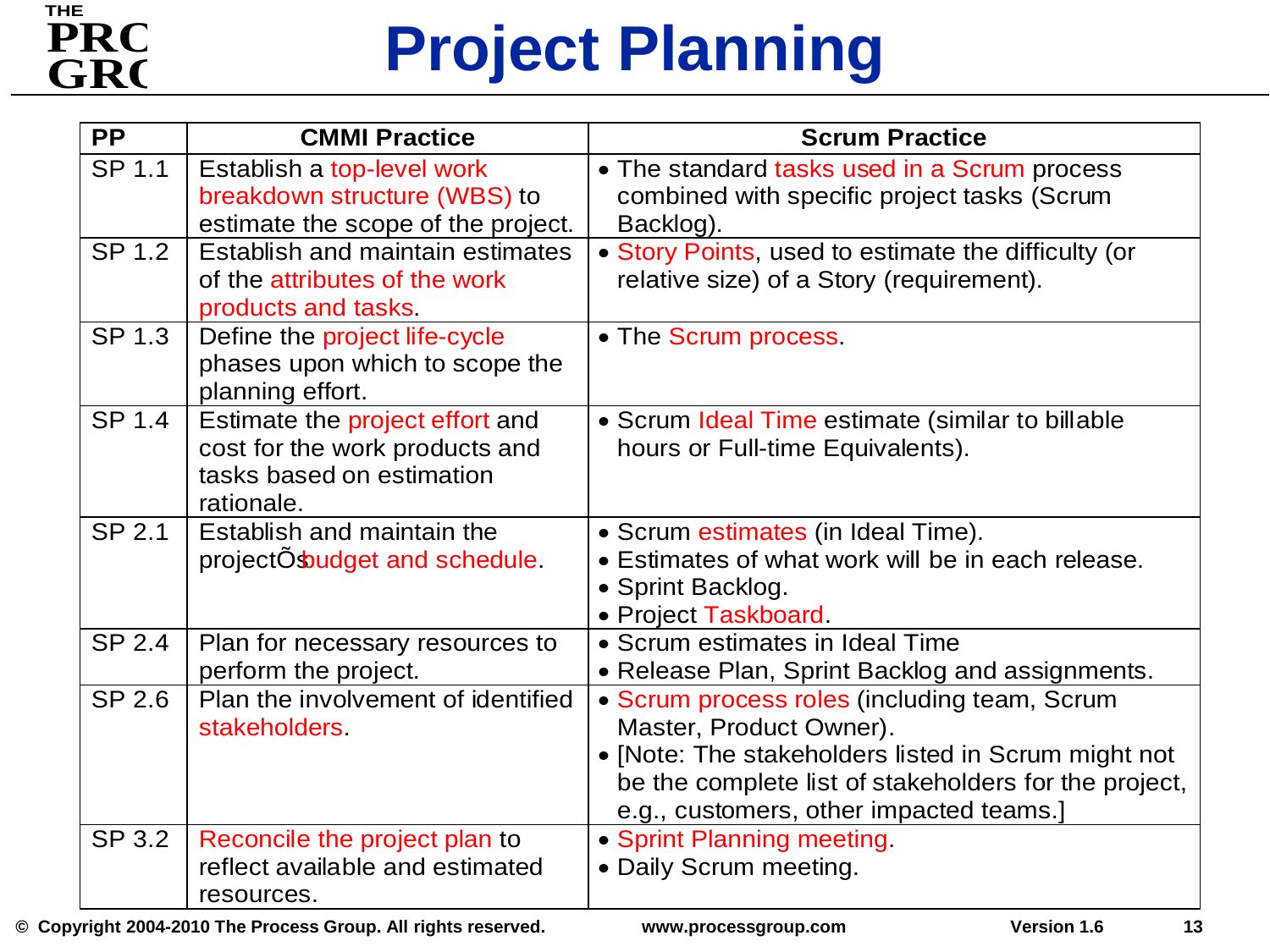# Project Planning

| PP | CMMI Practice | Scrum Practice |
|---|---|---|
| SP 1.1 | Establish a top-level work breakdown structure (WBS) to estimate the scope of the project. | • The standard tasks used in a Scrum process combined with specific project tasks (Scrum Backlog). |
| SP 1.2 | Establish and maintain estimates of the attributes of the work products and tasks. | • Story Points, used to estimate the difficulty (or relative size) of a Story (requirement). |
| SP 1.3 | Define the project life-cycle phases upon which to scope the planning effort. | • The Scrum process. |
| SP 1.4 | Estimate the project effort and cost for the work products and tasks based on estimation rationale. | • Scrum Ideal Time estimate (similar to billable hours or Full-time Equivalents). |
| SP 2.1 | Establish and maintain the projectÕs budget and schedule. | • Scrum estimates (in Ideal Time).<br>• Estimates of what work will be in each release.<br>• Sprint Backlog.<br>• Project Taskboard. |
| SP 2.4 | Plan for necessary resources to perform the project. | • Scrum estimates in Ideal Time<br>• Release Plan, Sprint Backlog and assignments. |
| SP 2.6 | Plan the involvement of identified stakeholders. | • Scrum process roles (including team, Scrum Master, Product Owner).<br>• [Note: The stakeholders listed in Scrum might not be the complete list of stakeholders for the project, e.g., customers, other impacted teams.] |
| SP 3.2 | Reconcile the project plan to reflect available and estimated resources. | • Sprint Planning meeting.<br>• Daily Scrum meeting. |

© Copyright 2004-2010 The Process Group. All rights reserved. www.processgroup.com Version 1.6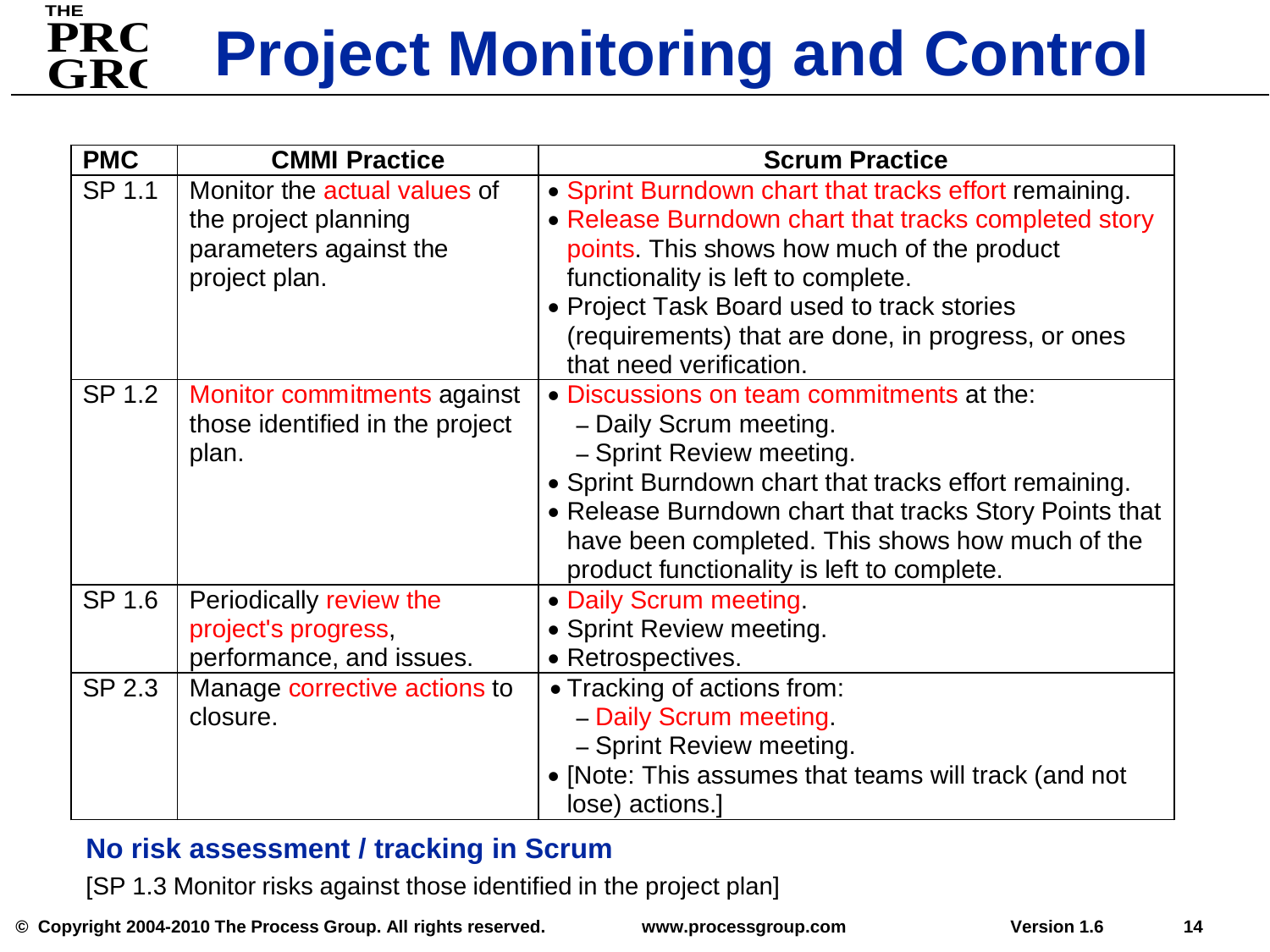# Project Monitoring and Control

| PMC | CMMI Practice | Scrum Practice |
|---|---|---|
| SP 1.1 | Monitor the actual values of the project planning parameters against the project plan. | • Sprint Burndown chart that tracks effort remaining.<br>• Release Burndown chart that tracks completed story points. This shows how much of the product functionality is left to complete.<br>• Project Task Board used to track stories (requirements) that are done, in progress, or ones that need verification. |
| SP 1.2 | Monitor commitments against those identified in the project plan. | • Discussions on team commitments at the:<br>– Daily Scrum meeting.<br>– Sprint Review meeting.<br>• Sprint Burndown chart that tracks effort remaining.<br>• Release Burndown chart that tracks Story Points that have been completed. This shows how much of the product functionality is left to complete. |
| SP 1.6 | Periodically review the project's progress, performance, and issues. | • Daily Scrum meeting.<br>• Sprint Review meeting.<br>• Retrospectives. |
| SP 2.3 | Manage corrective actions to closure. | • Tracking of actions from:<br>– Daily Scrum meeting.<br>– Sprint Review meeting.<br>• [Note: This assumes that teams will track (and not lose) actions.] |

**No risk assessment / tracking in Scrum**

[SP 1.3 Monitor risks against those identified in the project plan]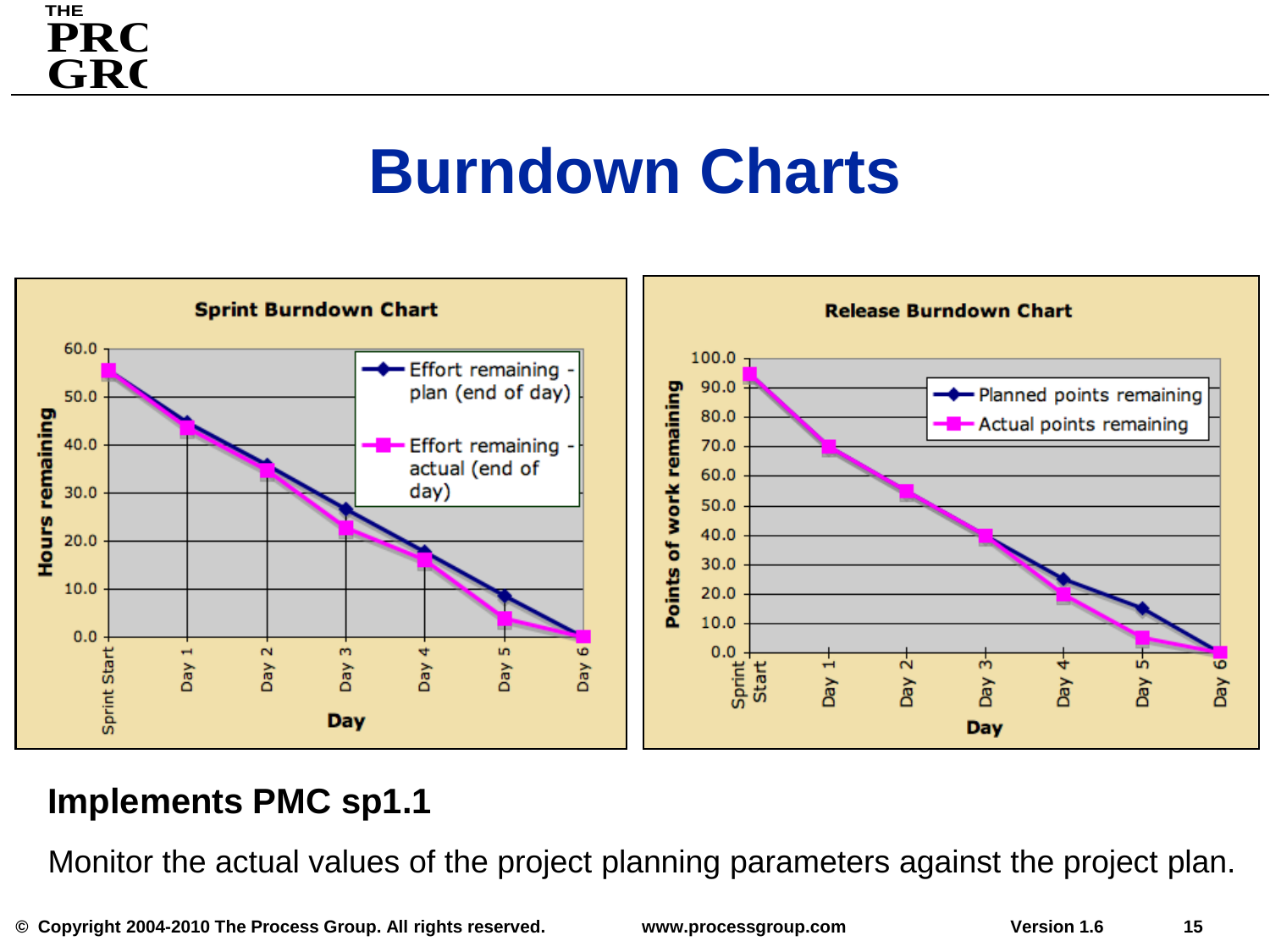# Burndown Charts

**Sprint Burndown Chart**

Hours remaining (0.0–60.0) vs. Day (Sprint Start, Day 1 – Day 6)

- Effort remaining - plan (end of day)
- Effort remaining - actual (end of day)

**Release Burndown Chart**

Points of work remaining (0.0–100.0) vs. Day (Sprint Start, Day 1 – Day 6)

- Planned points remaining
- Actual points remaining

## Implements PMC sp1.1

Monitor the actual values of the project planning parameters against the project plan.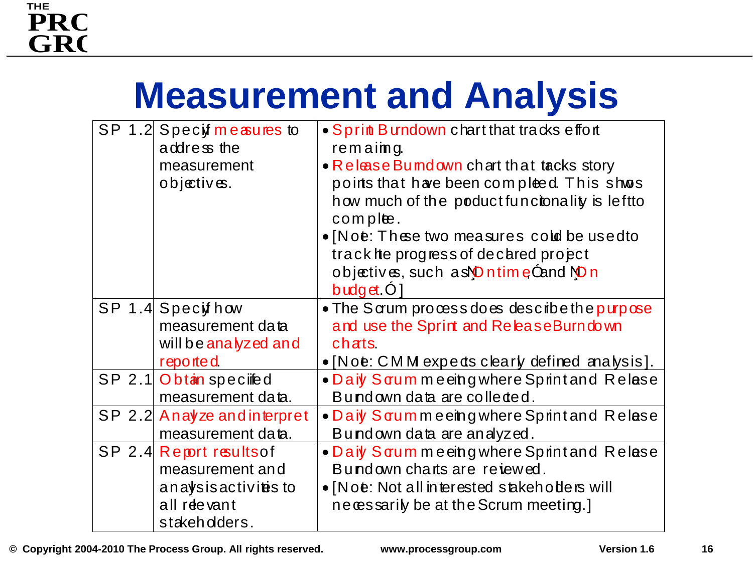# Measurement and Analysis

| | | |
|---|---|---|
| SP 1.2 | Specify measures to address the measurement objectives. | • Sprint Burndown chart that tracks effort remaining.<br>• Release Burndown chart that tracks story points that have been completed. This shows how much of the product functionality is left to complete.<br>• [Note: These two measures could be used to track the progress of declared project objectives, such as "On time" and "On budget."] |
| SP 1.4 | Specify how measurement data will be analyzed and reported. | • The Scrum process does describe the purpose and use the Sprint and Release Burndown charts.<br>• [Note: CMMI expects clearly defined analysis]. |
| SP 2.1 | Obtain specified measurement data. | • Daily Scrum meeting where Sprint and Release Burndown data are collected. |
| SP 2.2 | Analyze and interpret measurement data. | • Daily Scrum meeting where Sprint and Release Burndown data are analyzed. |
| SP 2.4 | Report results of measurement and analysis activities to all relevant stakeholders. | • Daily Scrum meeting where Sprint and Release Burndown charts are reviewed.<br>• [Note: Not all interested stakeholders will necessarily be at the Scrum meeting.] |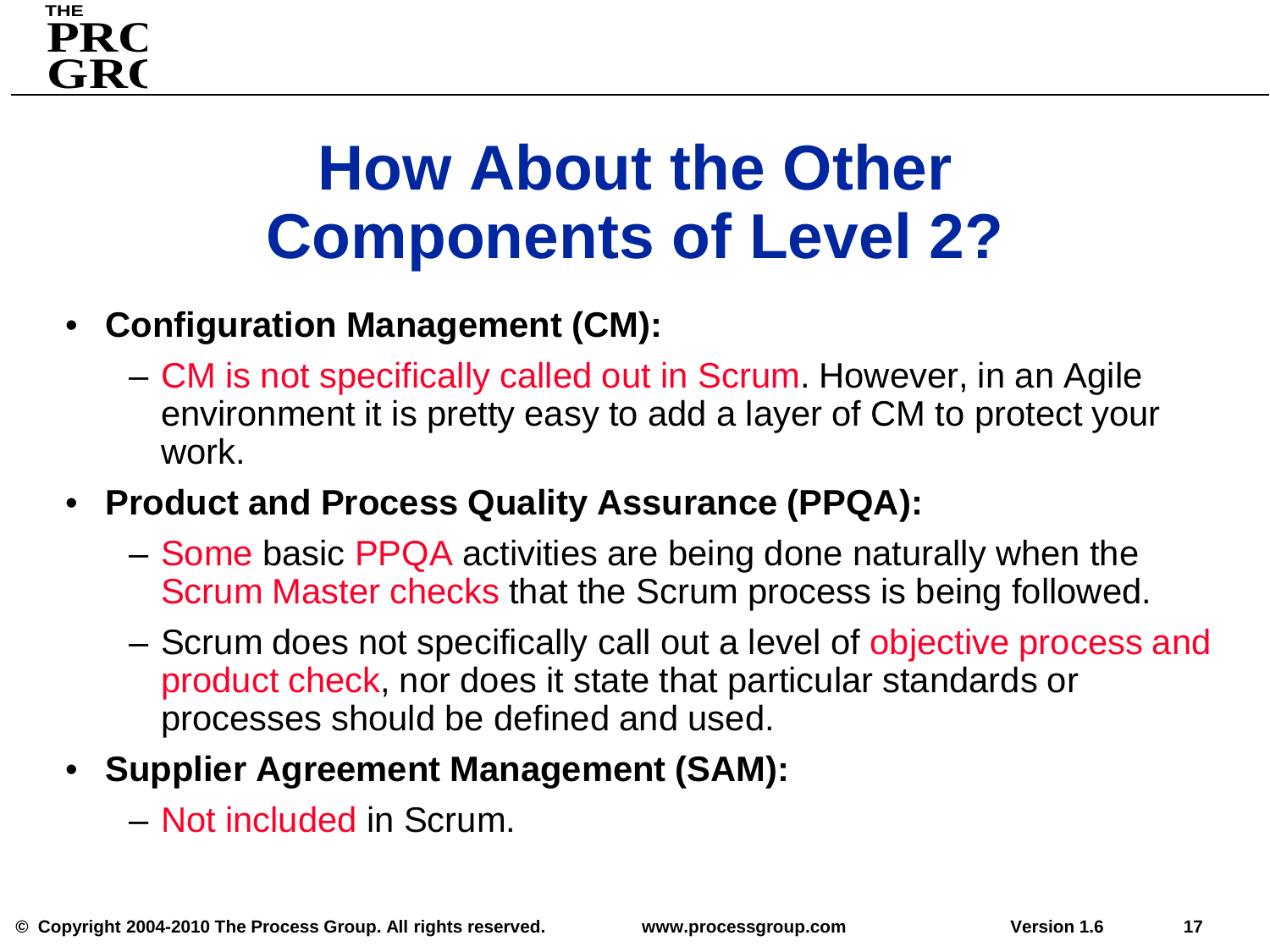# How About the Other Components of Level 2?

- **Configuration Management (CM):**
  - CM is not specifically called out in Scrum. However, in an Agile environment it is pretty easy to add a layer of CM to protect your work.
- **Product and Process Quality Assurance (PPQA):**
  - Some basic PPQA activities are being done naturally when the Scrum Master checks that the Scrum process is being followed.
  - Scrum does not specifically call out a level of objective process and product check, nor does it state that particular standards or processes should be defined and used.
- **Supplier Agreement Management (SAM):**
  - Not included in Scrum.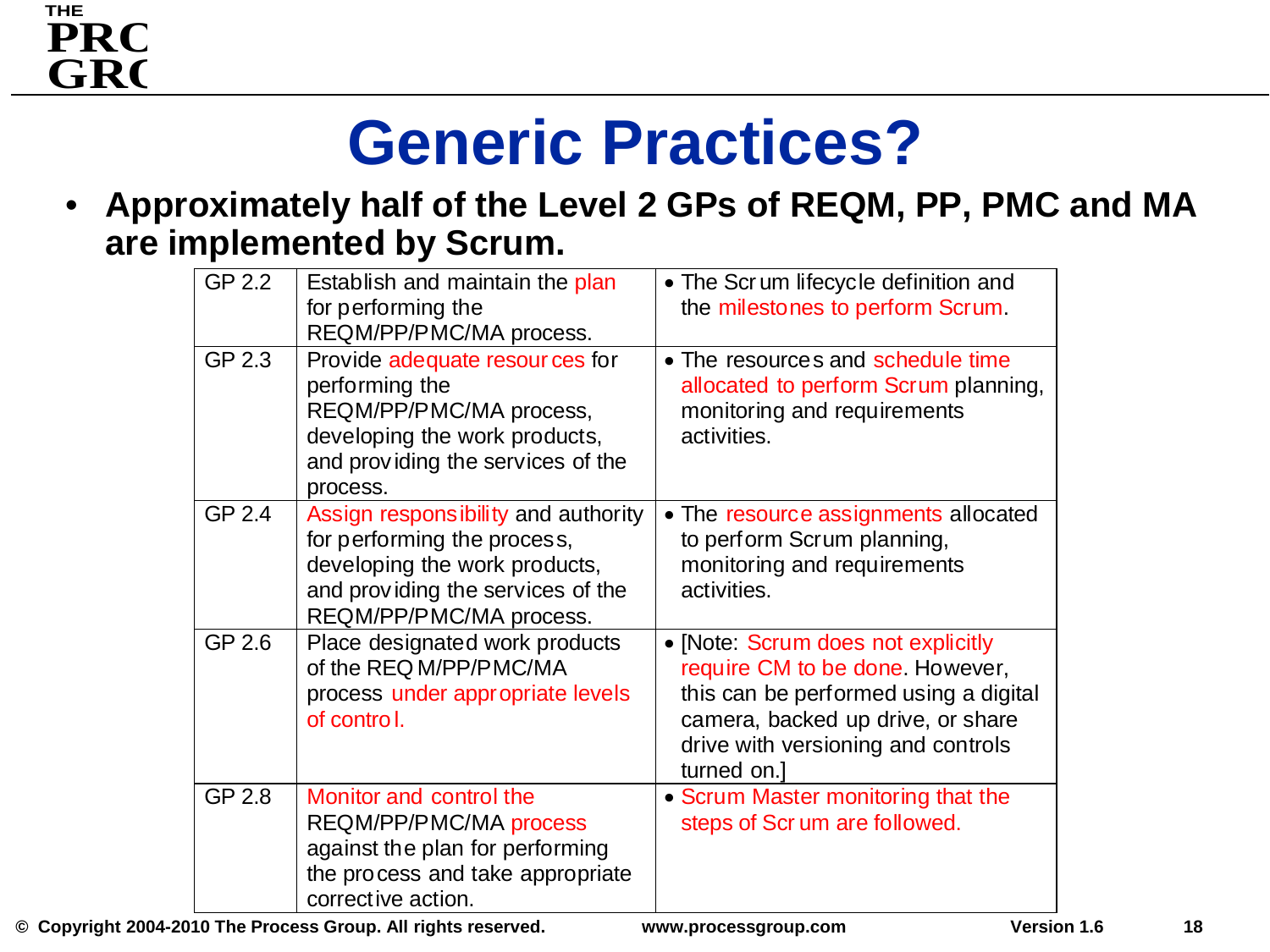# Generic Practices?

- **Approximately half of the Level 2 GPs of REQM, PP, PMC and MA are implemented by Scrum.**

| | | |
|---|---|---|
| GP 2.2 | Establish and maintain the plan for performing the REQM/PP/PMC/MA process. | • The Scrum lifecycle definition and the milestones to perform Scrum. |
| GP 2.3 | Provide adequate resources for performing the REQM/PP/PMC/MA process, developing the work products, and providing the services of the process. | • The resources and schedule time allocated to perform Scrum planning, monitoring and requirements activities. |
| GP 2.4 | Assign responsibility and authority for performing the process, developing the work products, and providing the services of the REQM/PP/PMC/MA process. | • The resource assignments allocated to perform Scrum planning, monitoring and requirements activities. |
| GP 2.6 | Place designated work products of the REQM/PP/PMC/MA process under appropriate levels of control. | • [Note: Scrum does not explicitly require CM to be done. However, this can be performed using a digital camera, backed up drive, or share drive with versioning and controls turned on.] |
| GP 2.8 | Monitor and control the REQM/PP/PMC/MA process against the plan for performing the process and take appropriate corrective action. | • Scrum Master monitoring that the steps of Scrum are followed. |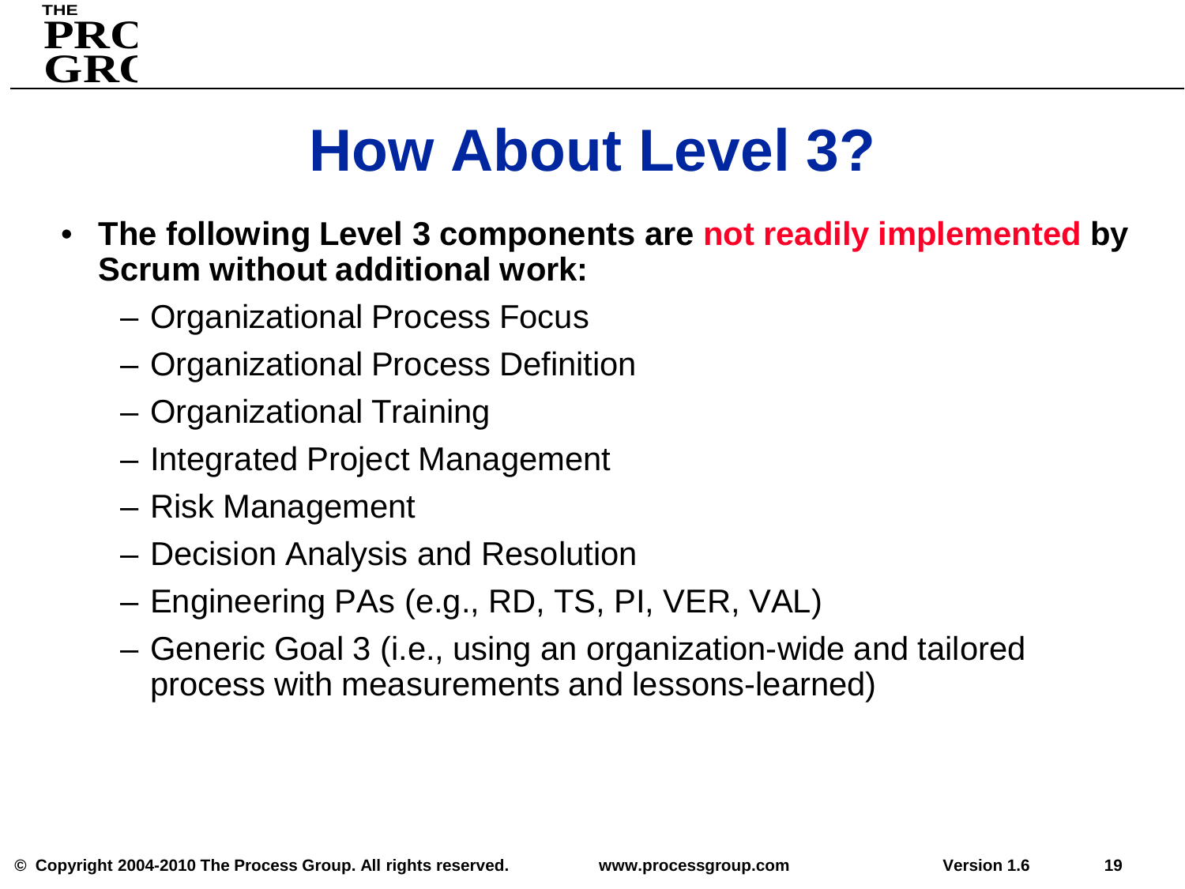# How About Level 3?

- **The following Level 3 components are not readily implemented by Scrum without additional work:**
  - Organizational Process Focus
  - Organizational Process Definition
  - Organizational Training
  - Integrated Project Management
  - Risk Management
  - Decision Analysis and Resolution
  - Engineering PAs (e.g., RD, TS, PI, VER, VAL)
  - Generic Goal 3 (i.e., using an organization-wide and tailored process with measurements and lessons-learned)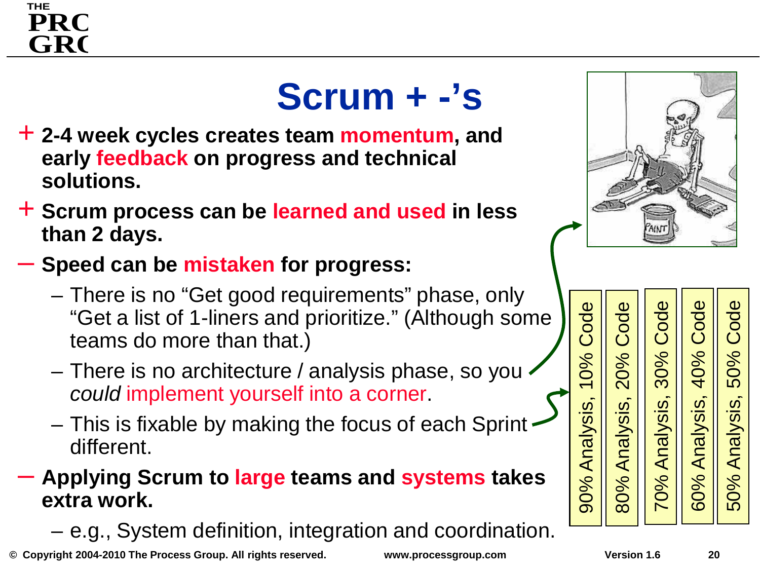# Scrum + -'s

+ **2-4 week cycles creates team momentum, and early feedback on progress and technical solutions.**
+ **Scrum process can be learned and used in less than 2 days.**
- **Speed can be mistaken for progress:**
  - There is no "Get good requirements" phase, only "Get a list of 1-liners and prioritize." (Although some teams do more than that.)
  - There is no architecture / analysis phase, so you *could* implement yourself into a corner.
  - This is fixable by making the focus of each Sprint different.
- **Applying Scrum to large teams and systems takes extra work.**
  - e.g., System definition, integration and coordination.

90% Analysis, 10% Code

80% Analysis, 20% Code

70% Analysis, 30% Code

60% Analysis, 40% Code

50% Analysis, 50% Code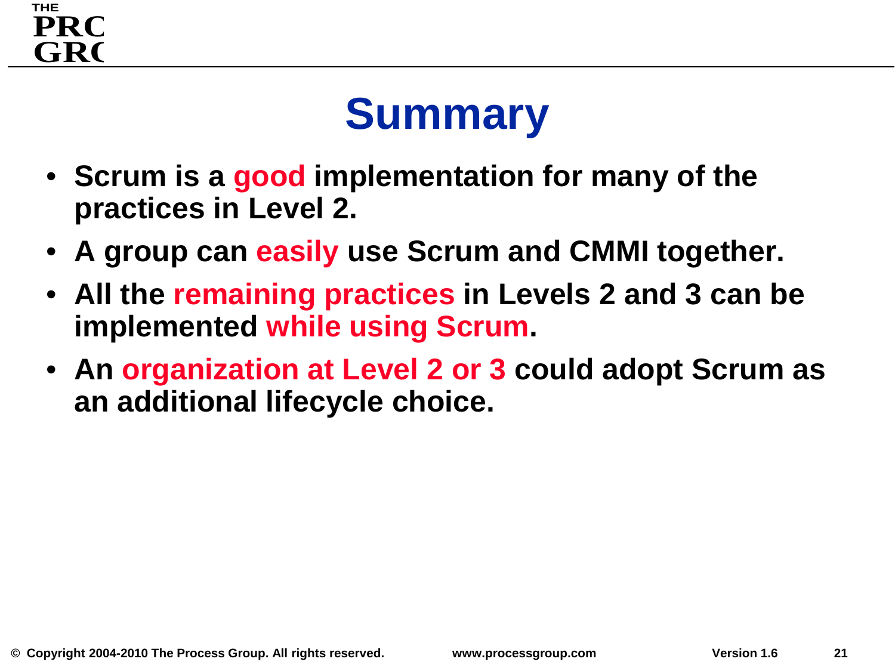# Summary

- Scrum is a good implementation for many of the practices in Level 2.
- A group can easily use Scrum and CMMI together.
- All the remaining practices in Levels 2 and 3 can be implemented while using Scrum.
- An organization at Level 2 or 3 could adopt Scrum as an additional lifecycle choice.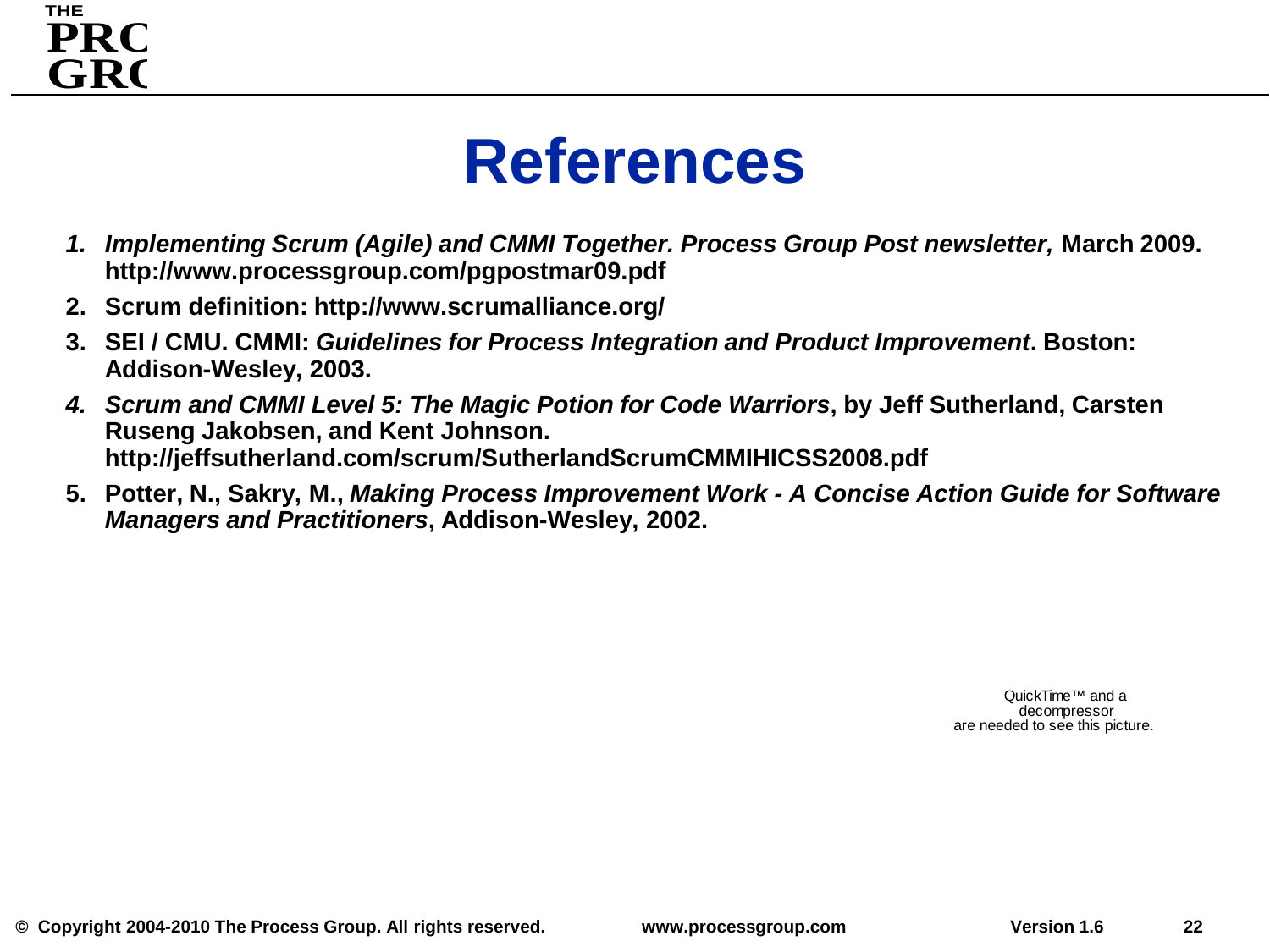# References

1. ***Implementing Scrum (Agile) and CMMI Together. Process Group Post newsletter,*** **March 2009. http://www.processgroup.com/pgpostmar09.pdf**
2. **Scrum definition: http://www.scrumalliance.org/**
3. **SEI / CMU. CMMI: *Guidelines for Process Integration and Product Improvement*. Boston: Addison-Wesley, 2003.**
4. ***Scrum and CMMI Level 5: The Magic Potion for Code Warriors*, by Jeff Sutherland, Carsten Ruseng Jakobsen, and Kent Johnson. http://jeffsutherland.com/scrum/SutherlandScrumCMMIHICSS2008.pdf**
5. **Potter, N., Sakry, M., *Making Process Improvement Work - A Concise Action Guide for Software Managers and Practitioners*, Addison-Wesley, 2002.**

QuickTime™ and a decompressor are needed to see this picture.